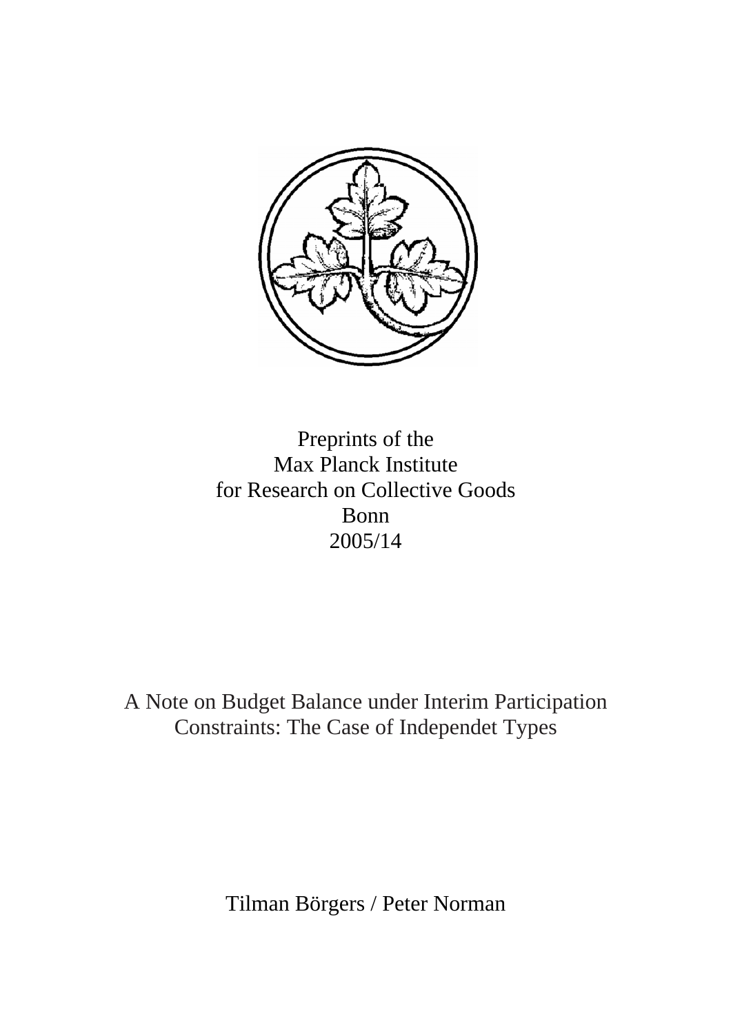Preprints of the
Max Planck Institute
for Research on Collective Goods
Bonn
2005/14

# A Note on Budget Balance under Interim Participation Constraints: The Case of Independet Types

Tilman Börgers / Peter Norman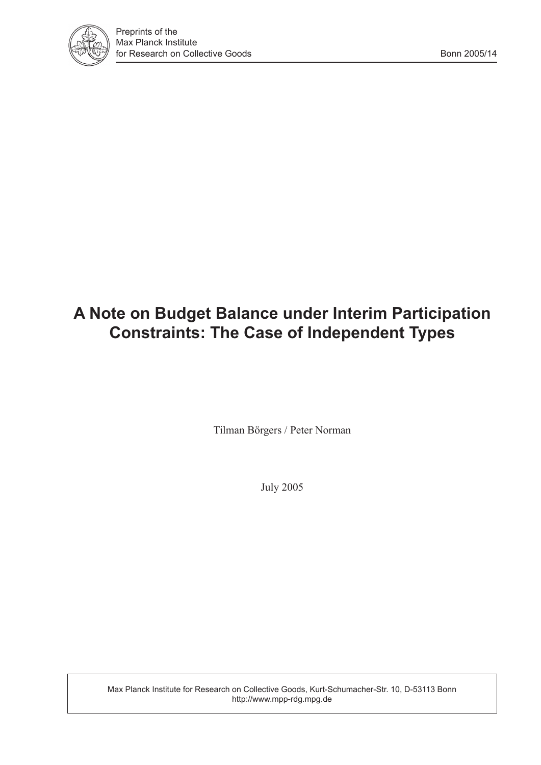Preprints of the
Max Planck Institute
for Research on Collective Goods

Bonn 2005/14

# A Note on Budget Balance under Interim Participation Constraints: The Case of Independent Types

Tilman Börgers / Peter Norman

July 2005

Max Planck Institute for Research on Collective Goods, Kurt-Schumacher-Str. 10, D-53113 Bonn
http://www.mpp-rdg.mpg.de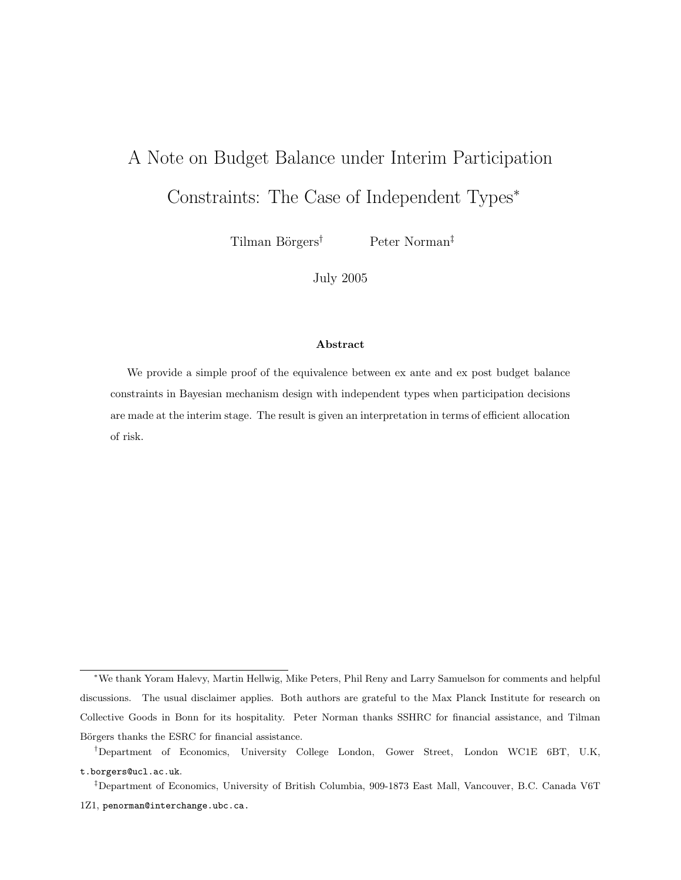# A Note on Budget Balance under Interim Participation Constraints: The Case of Independent Types*

Tilman Börgers[†] Peter Norman[‡]

July 2005

### Abstract

We provide a simple proof of the equivalence between ex ante and ex post budget balance constraints in Bayesian mechanism design with independent types when participation decisions are made at the interim stage. The result is given an interpretation in terms of efficient allocation of risk.

---

*We thank Yoram Halevy, Martin Hellwig, Mike Peters, Phil Reny and Larry Samuelson for comments and helpful discussions. The usual disclaimer applies. Both authors are grateful to the Max Planck Institute for research on Collective Goods in Bonn for its hospitality. Peter Norman thanks SSHRC for financial assistance, and Tilman Börgers thanks the ESRC for financial assistance.

[†]Department of Economics, University College London, Gower Street, London WC1E 6BT, U.K, `t.borgers@ucl.ac.uk`.

[‡]Department of Economics, University of British Columbia, 909-1873 East Mall, Vancouver, B.C. Canada V6T 1Z1, `penorman@interchange.ubc.ca`.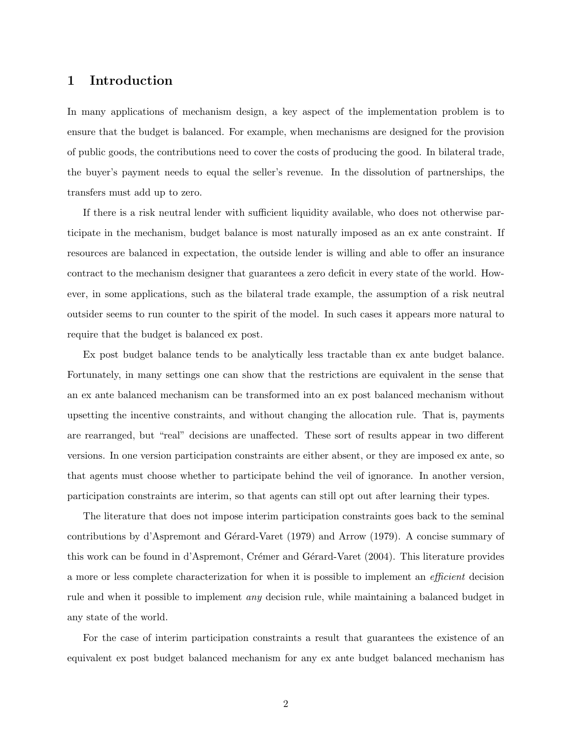# 1 Introduction

In many applications of mechanism design, a key aspect of the implementation problem is to ensure that the budget is balanced. For example, when mechanisms are designed for the provision of public goods, the contributions need to cover the costs of producing the good. In bilateral trade, the buyer's payment needs to equal the seller's revenue. In the dissolution of partnerships, the transfers must add up to zero.

If there is a risk neutral lender with sufficient liquidity available, who does not otherwise participate in the mechanism, budget balance is most naturally imposed as an ex ante constraint. If resources are balanced in expectation, the outside lender is willing and able to offer an insurance contract to the mechanism designer that guarantees a zero deficit in every state of the world. However, in some applications, such as the bilateral trade example, the assumption of a risk neutral outsider seems to run counter to the spirit of the model. In such cases it appears more natural to require that the budget is balanced ex post.

Ex post budget balance tends to be analytically less tractable than ex ante budget balance. Fortunately, in many settings one can show that the restrictions are equivalent in the sense that an ex ante balanced mechanism can be transformed into an ex post balanced mechanism without upsetting the incentive constraints, and without changing the allocation rule. That is, payments are rearranged, but "real" decisions are unaffected. These sort of results appear in two different versions. In one version participation constraints are either absent, or they are imposed ex ante, so that agents must choose whether to participate behind the veil of ignorance. In another version, participation constraints are interim, so that agents can still opt out after learning their types.

The literature that does not impose interim participation constraints goes back to the seminal contributions by d'Aspremont and Gérard-Varet (1979) and Arrow (1979). A concise summary of this work can be found in d'Aspremont, Crémer and Gérard-Varet (2004). This literature provides a more or less complete characterization for when it is possible to implement an *efficient* decision rule and when it possible to implement *any* decision rule, while maintaining a balanced budget in any state of the world.

For the case of interim participation constraints a result that guarantees the existence of an equivalent ex post budget balanced mechanism for any ex ante budget balanced mechanism has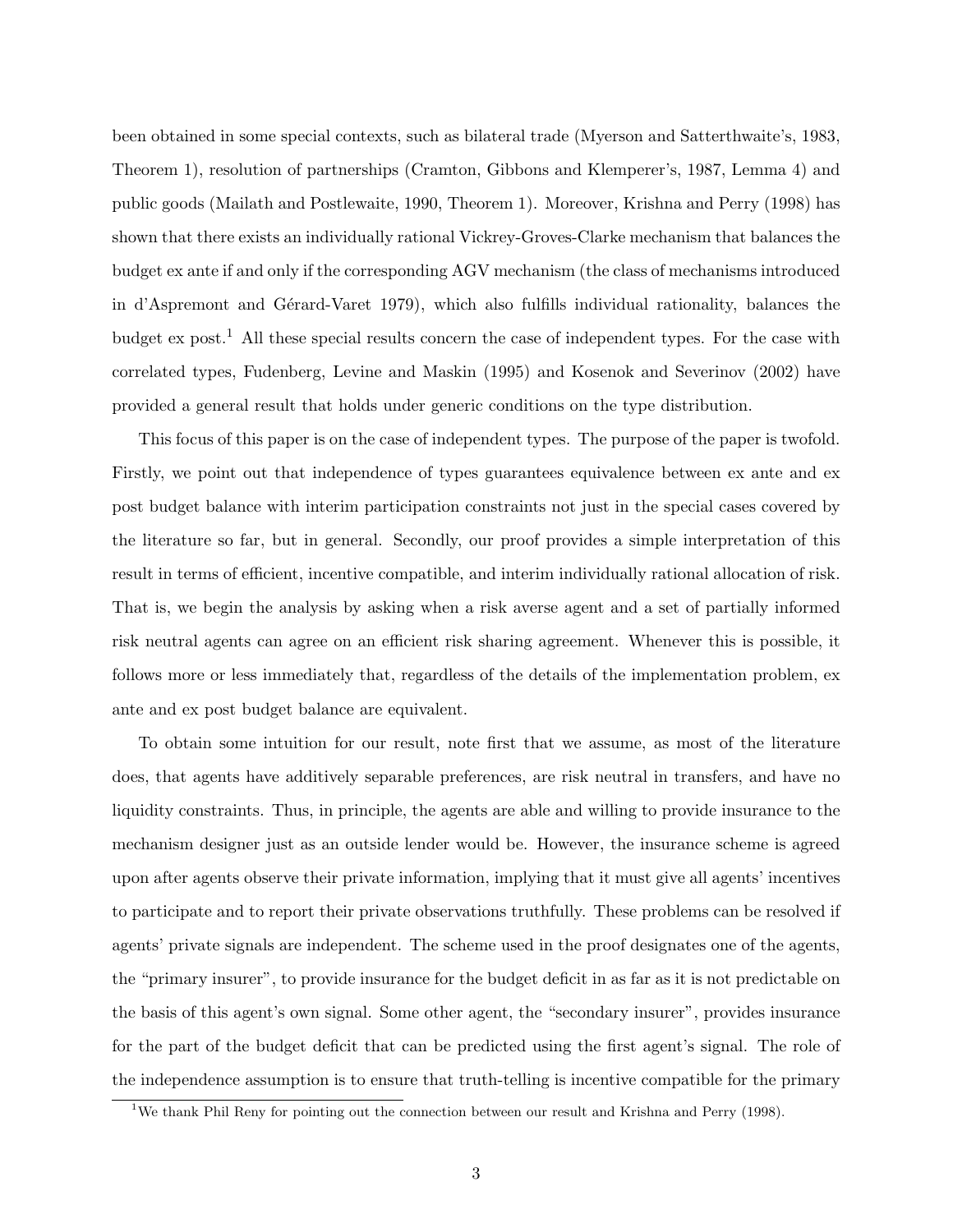been obtained in some special contexts, such as bilateral trade (Myerson and Satterthwaite's, 1983, Theorem 1), resolution of partnerships (Cramton, Gibbons and Klemperer's, 1987, Lemma 4) and public goods (Mailath and Postlewaite, 1990, Theorem 1). Moreover, Krishna and Perry (1998) has shown that there exists an individually rational Vickrey-Groves-Clarke mechanism that balances the budget ex ante if and only if the corresponding AGV mechanism (the class of mechanisms introduced in d'Aspremont and Gérard-Varet 1979), which also fulfills individual rationality, balances the budget ex post.[1] All these special results concern the case of independent types. For the case with correlated types, Fudenberg, Levine and Maskin (1995) and Kosenok and Severinov (2002) have provided a general result that holds under generic conditions on the type distribution.

This focus of this paper is on the case of independent types. The purpose of the paper is twofold. Firstly, we point out that independence of types guarantees equivalence between ex ante and ex post budget balance with interim participation constraints not just in the special cases covered by the literature so far, but in general. Secondly, our proof provides a simple interpretation of this result in terms of efficient, incentive compatible, and interim individually rational allocation of risk. That is, we begin the analysis by asking when a risk averse agent and a set of partially informed risk neutral agents can agree on an efficient risk sharing agreement. Whenever this is possible, it follows more or less immediately that, regardless of the details of the implementation problem, ex ante and ex post budget balance are equivalent.

To obtain some intuition for our result, note first that we assume, as most of the literature does, that agents have additively separable preferences, are risk neutral in transfers, and have no liquidity constraints. Thus, in principle, the agents are able and willing to provide insurance to the mechanism designer just as an outside lender would be. However, the insurance scheme is agreed upon after agents observe their private information, implying that it must give all agents' incentives to participate and to report their private observations truthfully. These problems can be resolved if agents' private signals are independent. The scheme used in the proof designates one of the agents, the "primary insurer", to provide insurance for the budget deficit in as far as it is not predictable on the basis of this agent's own signal. Some other agent, the "secondary insurer", provides insurance for the part of the budget deficit that can be predicted using the first agent's signal. The role of the independence assumption is to ensure that truth-telling is incentive compatible for the primary

[1] We thank Phil Reny for pointing out the connection between our result and Krishna and Perry (1998).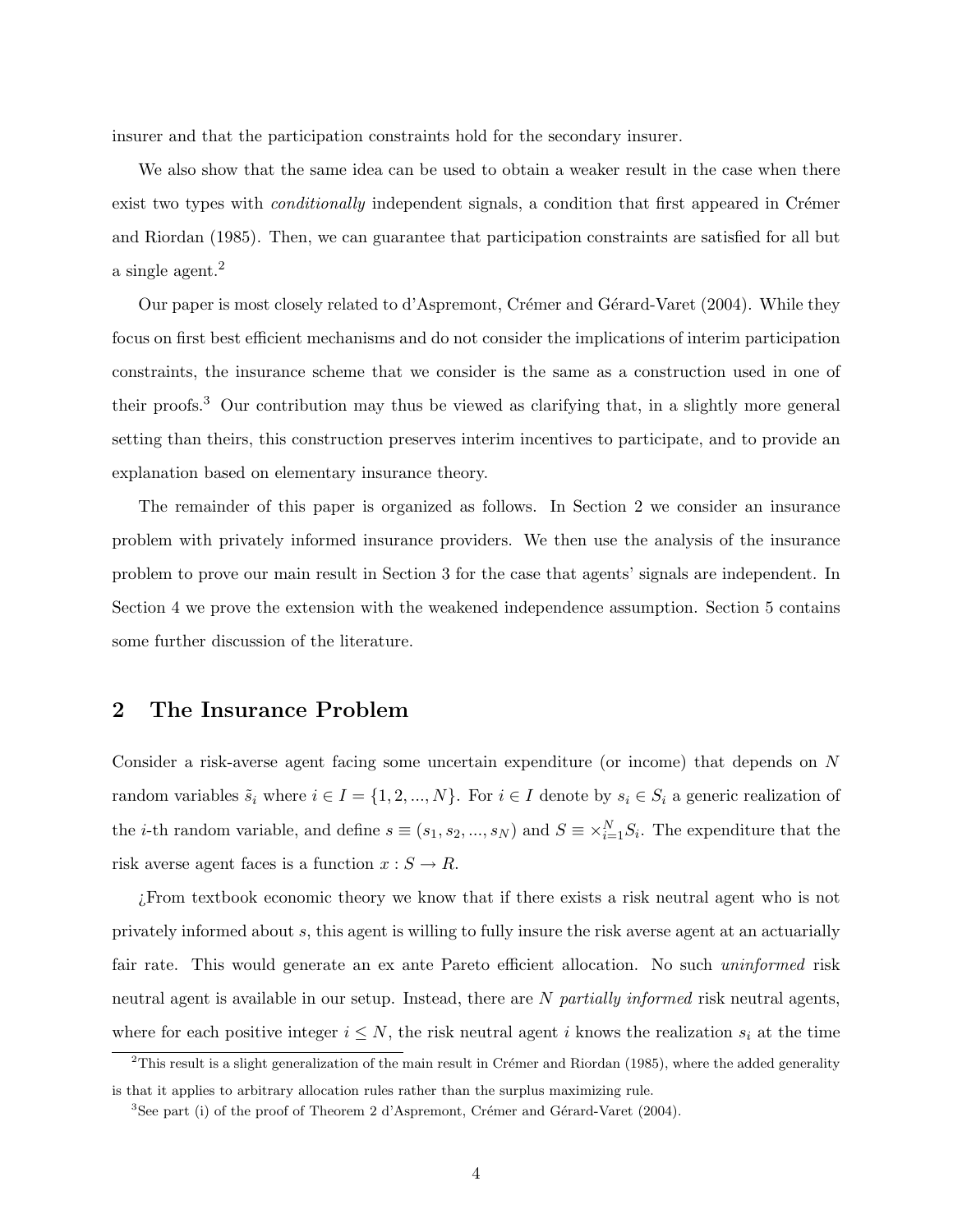insurer and that the participation constraints hold for the secondary insurer.

We also show that the same idea can be used to obtain a weaker result in the case when there exist two types with *conditionally* independent signals, a condition that first appeared in Crémer and Riordan (1985). Then, we can guarantee that participation constraints are satisfied for all but a single agent.[2]

Our paper is most closely related to d'Aspremont, Crémer and Gérard-Varet (2004). While they focus on first best efficient mechanisms and do not consider the implications of interim participation constraints, the insurance scheme that we consider is the same as a construction used in one of their proofs.[3] Our contribution may thus be viewed as clarifying that, in a slightly more general setting than theirs, this construction preserves interim incentives to participate, and to provide an explanation based on elementary insurance theory.

The remainder of this paper is organized as follows. In Section 2 we consider an insurance problem with privately informed insurance providers. We then use the analysis of the insurance problem to prove our main result in Section 3 for the case that agents' signals are independent. In Section 4 we prove the extension with the weakened independence assumption. Section 5 contains some further discussion of the literature.

## 2 The Insurance Problem

Consider a risk-averse agent facing some uncertain expenditure (or income) that depends on $N$ random variables $\tilde{s}_i$ where $i \in I = \{1, 2, ..., N\}$. For $i \in I$ denote by $s_i \in S_i$ a generic realization of the $i$-th random variable, and define $s \equiv (s_1, s_2, ..., s_N)$ and $S \equiv \times_{i=1}^{N} S_i$. The expenditure that the risk averse agent faces is a function $x : S \to R$.

¿From textbook economic theory we know that if there exists a risk neutral agent who is not privately informed about $s$, this agent is willing to fully insure the risk averse agent at an actuarially fair rate. This would generate an ex ante Pareto efficient allocation. No such *uninformed* risk neutral agent is available in our setup. Instead, there are $N$ *partially informed* risk neutral agents, where for each positive integer $i \leq N$, the risk neutral agent $i$ knows the realization $s_i$ at the time

[2] This result is a slight generalization of the main result in Crémer and Riordan (1985), where the added generality is that it applies to arbitrary allocation rules rather than the surplus maximizing rule.

[3] See part (i) of the proof of Theorem 2 d'Aspremont, Crémer and Gérard-Varet (2004).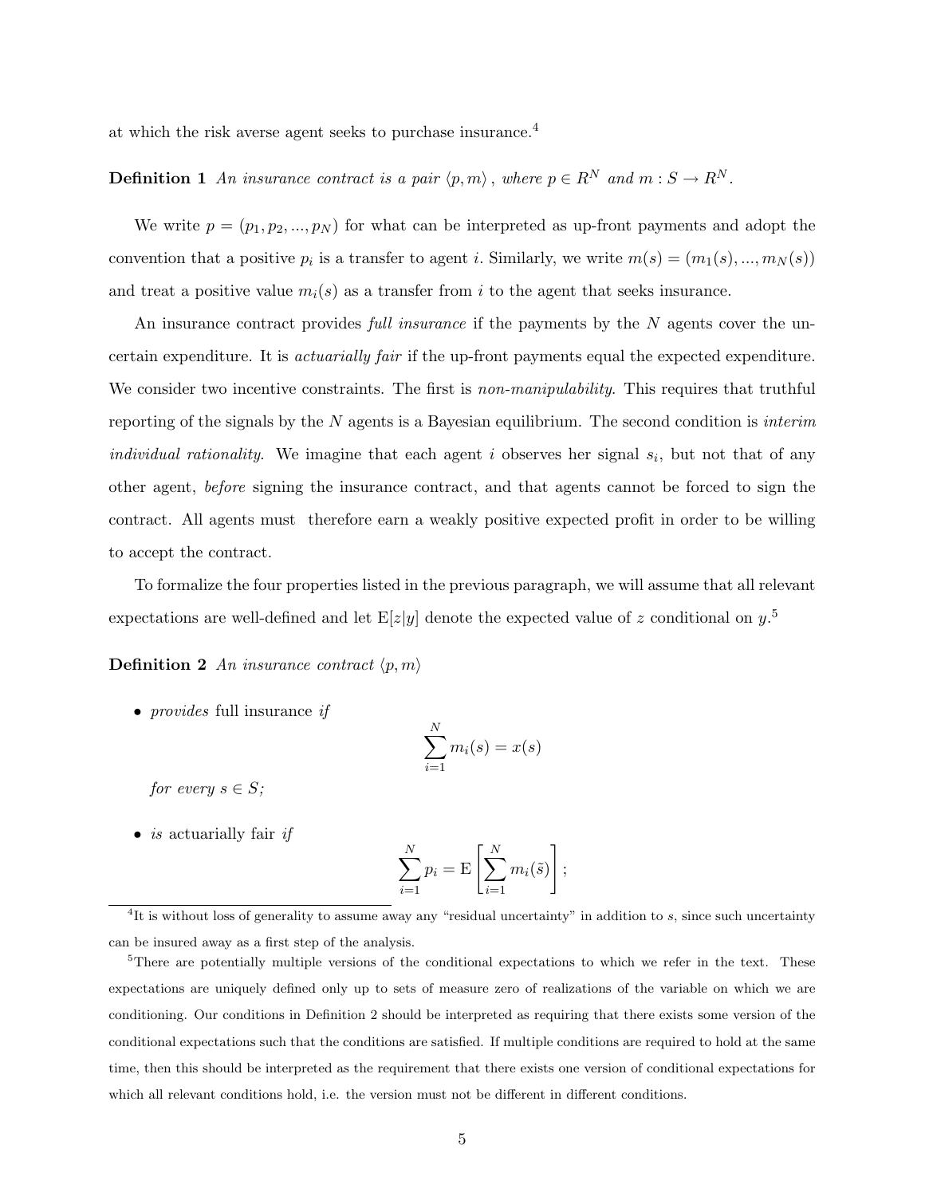at which the risk averse agent seeks to purchase insurance.[4]

**Definition 1** *An insurance contract is a pair $\langle p, m \rangle$, where $p \in R^N$ and $m : S \to R^N$.*

We write $p = (p_1, p_2, ..., p_N)$ for what can be interpreted as up-front payments and adopt the convention that a positive $p_i$ is a transfer to agent $i$. Similarly, we write $m(s) = (m_1(s), ..., m_N(s))$ and treat a positive value $m_i(s)$ as a transfer from $i$ to the agent that seeks insurance.

An insurance contract provides *full insurance* if the payments by the $N$ agents cover the uncertain expenditure. It is *actuarially fair* if the up-front payments equal the expected expenditure. We consider two incentive constraints. The first is *non-manipulability*. This requires that truthful reporting of the signals by the $N$ agents is a Bayesian equilibrium. The second condition is *interim individual rationality*. We imagine that each agent $i$ observes her signal $s_i$, but not that of any other agent, *before* signing the insurance contract, and that agents cannot be forced to sign the contract. All agents must therefore earn a weakly positive expected profit in order to be willing to accept the contract.

To formalize the four properties listed in the previous paragraph, we will assume that all relevant expectations are well-defined and let $\mathrm{E}[z|y]$ denote the expected value of $z$ conditional on $y$.[5]

**Definition 2** *An insurance contract $\langle p, m \rangle$*

- *provides* full insurance *if*
$$\sum_{i=1}^{N} m_i(s) = x(s)$$
*for every $s \in S$;*

- *is* actuarially fair *if*
$$\sum_{i=1}^{N} p_i = \mathrm{E}\left[\sum_{i=1}^{N} m_i(\tilde{s})\right];$$

[4] It is without loss of generality to assume away any "residual uncertainty" in addition to $s$, since such uncertainty can be insured away as a first step of the analysis.

[5] There are potentially multiple versions of the conditional expectations to which we refer in the text. These expectations are uniquely defined only up to sets of measure zero of realizations of the variable on which we are conditioning. Our conditions in Definition 2 should be interpreted as requiring that there exists some version of the conditional expectations such that the conditions are satisfied. If multiple conditions are required to hold at the same time, then this should be interpreted as the requirement that there exists one version of conditional expectations for which all relevant conditions hold, i.e. the version must not be different in different conditions.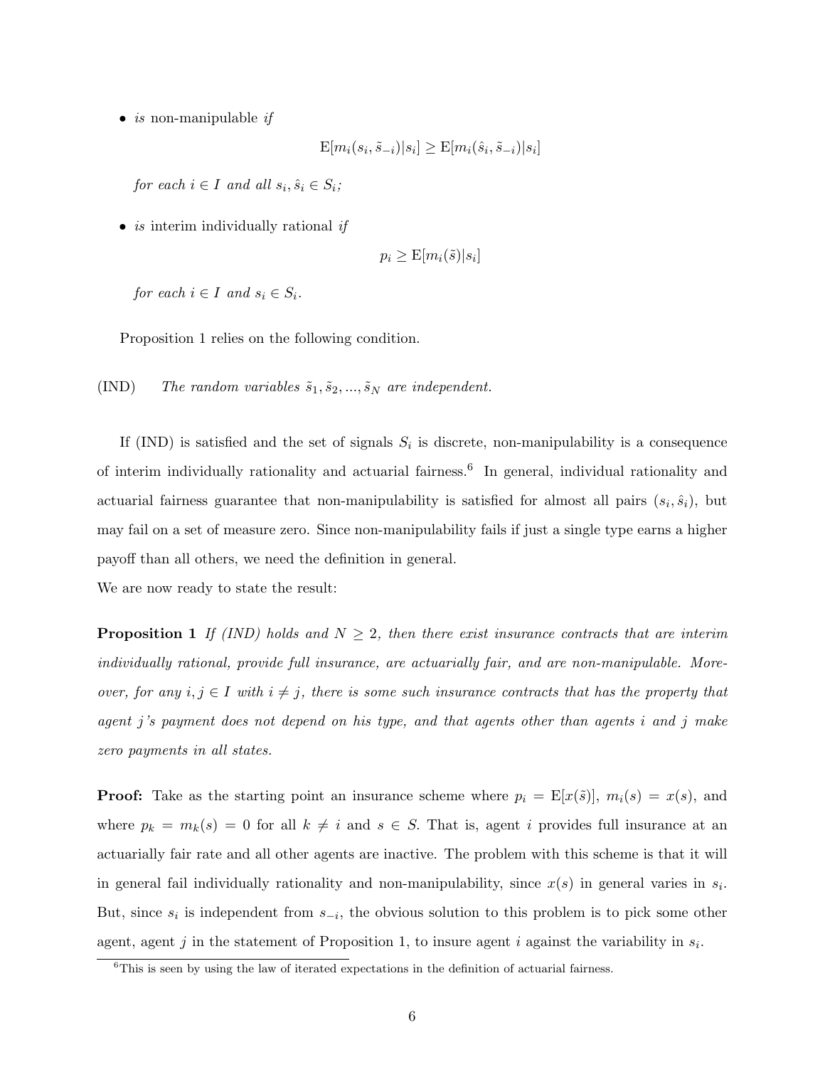- *is* non-manipulable *if*

$$\mathrm{E}[m_i(s_i, \tilde{s}_{-i})|s_i] \geq \mathrm{E}[m_i(\hat{s}_i, \tilde{s}_{-i})|s_i]$$

  *for each* $i \in I$ *and all* $s_i, \hat{s}_i \in S_i$*;*

- *is* interim individually rational *if*

$$p_i \geq \mathrm{E}[m_i(\tilde{s})|s_i]$$

  *for each* $i \in I$ *and* $s_i \in S_i$*.*

Proposition 1 relies on the following condition.

(IND) *The random variables* $\tilde{s}_1, \tilde{s}_2, ..., \tilde{s}_N$ *are independent.*

If (IND) is satisfied and the set of signals $S_i$ is discrete, non-manipulability is a consequence of interim individually rationality and actuarial fairness.[6] In general, individual rationality and actuarial fairness guarantee that non-manipulability is satisfied for almost all pairs $(s_i, \hat{s}_i)$, but may fail on a set of measure zero. Since non-manipulability fails if just a single type earns a higher payoff than all others, we need the definition in general.

We are now ready to state the result:

**Proposition 1** *If (IND) holds and* $N \geq 2$*, then there exist insurance contracts that are interim individually rational, provide full insurance, are actuarially fair, and are non-manipulable. Moreover, for any* $i, j \in I$ *with* $i \neq j$*, there is some such insurance contracts that has the property that agent* $j$*'s payment does not depend on his type, and that agents other than agents* $i$ *and* $j$ *make zero payments in all states.*

**Proof:** Take as the starting point an insurance scheme where $p_i = \mathrm{E}[x(\tilde{s})]$, $m_i(s) = x(s)$, and where $p_k = m_k(s) = 0$ for all $k \neq i$ and $s \in S$. That is, agent $i$ provides full insurance at an actuarially fair rate and all other agents are inactive. The problem with this scheme is that it will in general fail individually rationality and non-manipulability, since $x(s)$ in general varies in $s_i$. But, since $s_i$ is independent from $s_{-i}$, the obvious solution to this problem is to pick some other agent, agent $j$ in the statement of Proposition 1, to insure agent $i$ against the variability in $s_i$.

[6] This is seen by using the law of iterated expectations in the definition of actuarial fairness.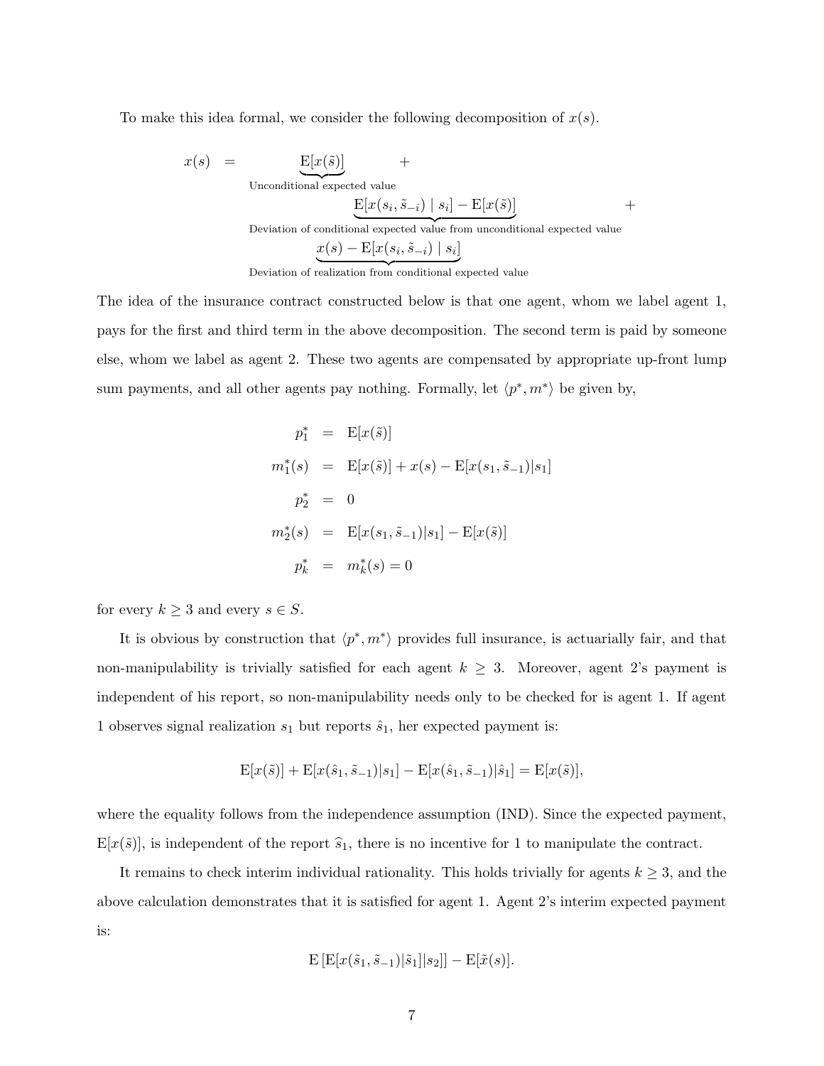To make this idea formal, we consider the following decomposition of $x(s)$.

$$
\begin{aligned}
x(s) \quad = \quad & \underbrace{\mathrm{E}[x(\tilde{s})]}_{\text{Unconditional expected value}} \quad + \\
& \underbrace{\mathrm{E}[x(s_i, \tilde{s}_{-i}) \mid s_i] - \mathrm{E}[x(\tilde{s})]}_{\text{Deviation of conditional expected value from unconditional expected value}} \quad + \\
& \underbrace{x(s) - \mathrm{E}[x(s_i, \tilde{s}_{-i}) \mid s_i]}_{\text{Deviation of realization from conditional expected value}}
\end{aligned}
$$

The idea of the insurance contract constructed below is that one agent, whom we label agent 1, pays for the first and third term in the above decomposition. The second term is paid by someone else, whom we label as agent 2. These two agents are compensated by appropriate up-front lump sum payments, and all other agents pay nothing. Formally, let $\langle p^*, m^* \rangle$ be given by,

$$
\begin{aligned}
p_1^* &= \mathrm{E}[x(\tilde{s})] \\
m_1^*(s) &= \mathrm{E}[x(\tilde{s})] + x(s) - \mathrm{E}[x(s_1, \tilde{s}_{-1})|s_1] \\
p_2^* &= 0 \\
m_2^*(s) &= \mathrm{E}[x(s_1, \tilde{s}_{-1})|s_1] - \mathrm{E}[x(\tilde{s})] \\
p_k^* &= m_k^*(s) = 0
\end{aligned}
$$

for every $k \geq 3$ and every $s \in S$.

It is obvious by construction that $\langle p^*, m^* \rangle$ provides full insurance, is actuarially fair, and that non-manipulability is trivially satisfied for each agent $k \geq 3$. Moreover, agent 2's payment is independent of his report, so non-manipulability needs only to be checked for is agent 1. If agent 1 observes signal realization $s_1$ but reports $\hat{s}_1$, her expected payment is:

$$
\mathrm{E}[x(\tilde{s})] + \mathrm{E}[x(\hat{s}_1, \tilde{s}_{-1})|s_1] - \mathrm{E}[x(\hat{s}_1, \tilde{s}_{-1})|\hat{s}_1] = \mathrm{E}[x(\tilde{s})],
$$

where the equality follows from the independence assumption (IND). Since the expected payment, $\mathrm{E}[x(\tilde{s})]$, is independent of the report $\widehat{s}_1$, there is no incentive for 1 to manipulate the contract.

It remains to check interim individual rationality. This holds trivially for agents $k \geq 3$, and the above calculation demonstrates that it is satisfied for agent 1. Agent 2's interim expected payment is:

$$
\mathrm{E}\left[\mathrm{E}[x(\tilde{s}_1, \tilde{s}_{-1})|\tilde{s}_1]|s_2\right] - \mathrm{E}[\tilde{x}(s)].
$$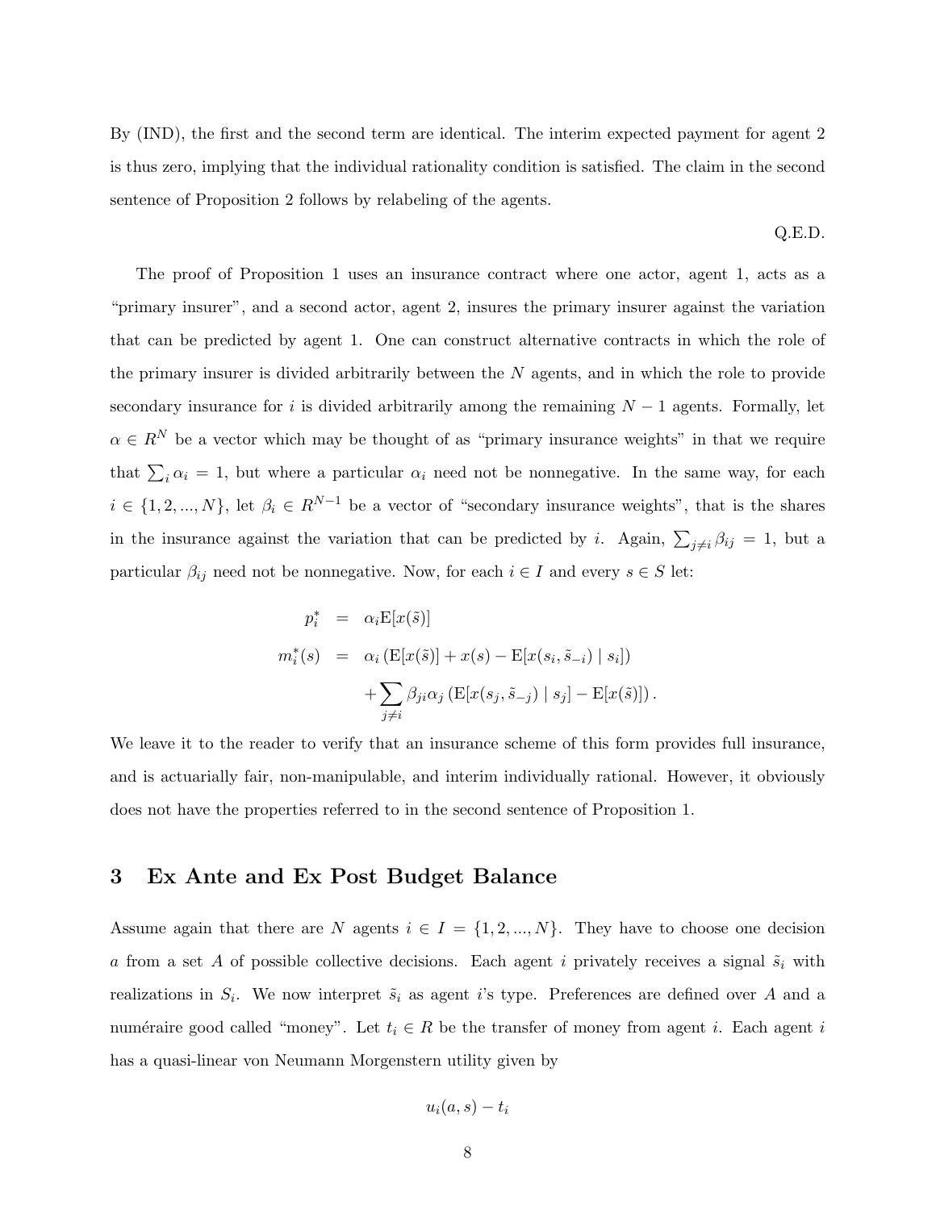By (IND), the first and the second term are identical. The interim expected payment for agent 2 is thus zero, implying that the individual rationality condition is satisfied. The claim in the second sentence of Proposition 2 follows by relabeling of the agents.

Q.E.D.

The proof of Proposition 1 uses an insurance contract where one actor, agent 1, acts as a "primary insurer", and a second actor, agent 2, insures the primary insurer against the variation that can be predicted by agent 1. One can construct alternative contracts in which the role of the primary insurer is divided arbitrarily between the $N$ agents, and in which the role to provide secondary insurance for $i$ is divided arbitrarily among the remaining $N-1$ agents. Formally, let $\alpha \in R^N$ be a vector which may be thought of as "primary insurance weights" in that we require that $\sum_i \alpha_i = 1$, but where a particular $\alpha_i$ need not be nonnegative. In the same way, for each $i \in \{1, 2, ..., N\}$, let $\beta_i \in R^{N-1}$ be a vector of "secondary insurance weights", that is the shares in the insurance against the variation that can be predicted by $i$. Again, $\sum_{j \neq i} \beta_{ij} = 1$, but a particular $\beta_{ij}$ need not be nonnegative. Now, for each $i \in I$ and every $s \in S$ let:

$$
\begin{aligned}
p_i^* &= \alpha_i \mathrm{E}[x(\tilde{s})] \\
m_i^*(s) &= \alpha_i \left( \mathrm{E}[x(\tilde{s})] + x(s) - \mathrm{E}[x(s_i, \tilde{s}_{-i}) \mid s_i] \right) \\
&\quad + \sum_{j \neq i} \beta_{ji} \alpha_j \left( \mathrm{E}[x(s_j, \tilde{s}_{-j}) \mid s_j] - \mathrm{E}[x(\tilde{s})] \right).
\end{aligned}
$$

We leave it to the reader to verify that an insurance scheme of this form provides full insurance, and is actuarially fair, non-manipulable, and interim individually rational. However, it obviously does not have the properties referred to in the second sentence of Proposition 1.

## 3 Ex Ante and Ex Post Budget Balance

Assume again that there are $N$ agents $i \in I = \{1, 2, ..., N\}$. They have to choose one decision $a$ from a set $A$ of possible collective decisions. Each agent $i$ privately receives a signal $\tilde{s}_i$ with realizations in $S_i$. We now interpret $\tilde{s}_i$ as agent $i$'s type. Preferences are defined over $A$ and a numéraire good called "money". Let $t_i \in R$ be the transfer of money from agent $i$. Each agent $i$ has a quasi-linear von Neumann Morgenstern utility given by

$$
u_i(a, s) - t_i
$$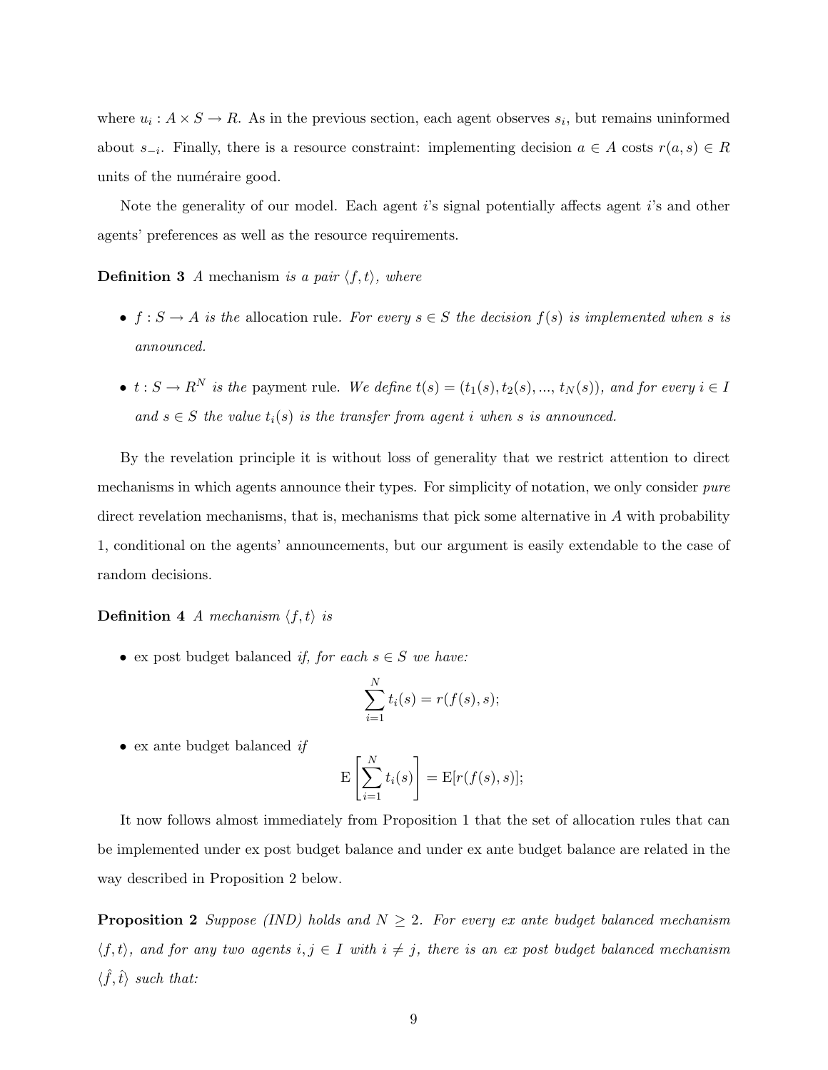where $u_i : A \times S \to R$. As in the previous section, each agent observes $s_i$, but remains uninformed about $s_{-i}$. Finally, there is a resource constraint: implementing decision $a \in A$ costs $r(a, s) \in R$ units of the numéraire good.

Note the generality of our model. Each agent $i$'s signal potentially affects agent $i$'s and other agents' preferences as well as the resource requirements.

**Definition 3** *A* mechanism *is a pair* $\langle f, t \rangle$*, where*

- $f : S \to A$ *is the* allocation rule. *For every* $s \in S$ *the decision* $f(s)$ *is implemented when* $s$ *is announced.*
- $t : S \to R^N$ *is the* payment rule. *We define* $t(s) = (t_1(s), t_2(s), ..., t_N(s))$*, and for every* $i \in I$ *and* $s \in S$ *the value* $t_i(s)$ *is the transfer from agent* $i$ *when* $s$ *is announced.*

By the revelation principle it is without loss of generality that we restrict attention to direct mechanisms in which agents announce their types. For simplicity of notation, we only consider *pure* direct revelation mechanisms, that is, mechanisms that pick some alternative in $A$ with probability 1, conditional on the agents' announcements, but our argument is easily extendable to the case of random decisions.

**Definition 4** *A mechanism* $\langle f, t \rangle$ *is*

- ex post budget balanced *if, for each* $s \in S$ *we have:*
$$\sum_{i=1}^{N} t_i(s) = r(f(s), s);$$
- ex ante budget balanced *if*
$$\mathrm{E}\left[\sum_{i=1}^{N} t_i(s)\right] = \mathrm{E}[r(f(s), s)];$$

It now follows almost immediately from Proposition 1 that the set of allocation rules that can be implemented under ex post budget balance and under ex ante budget balance are related in the way described in Proposition 2 below.

**Proposition 2** *Suppose (IND) holds and* $N \geq 2$*. For every ex ante budget balanced mechanism* $\langle f, t \rangle$*, and for any two agents* $i, j \in I$ *with* $i \neq j$*, there is an ex post budget balanced mechanism* $\langle \hat{f}, \hat{t} \rangle$ *such that:*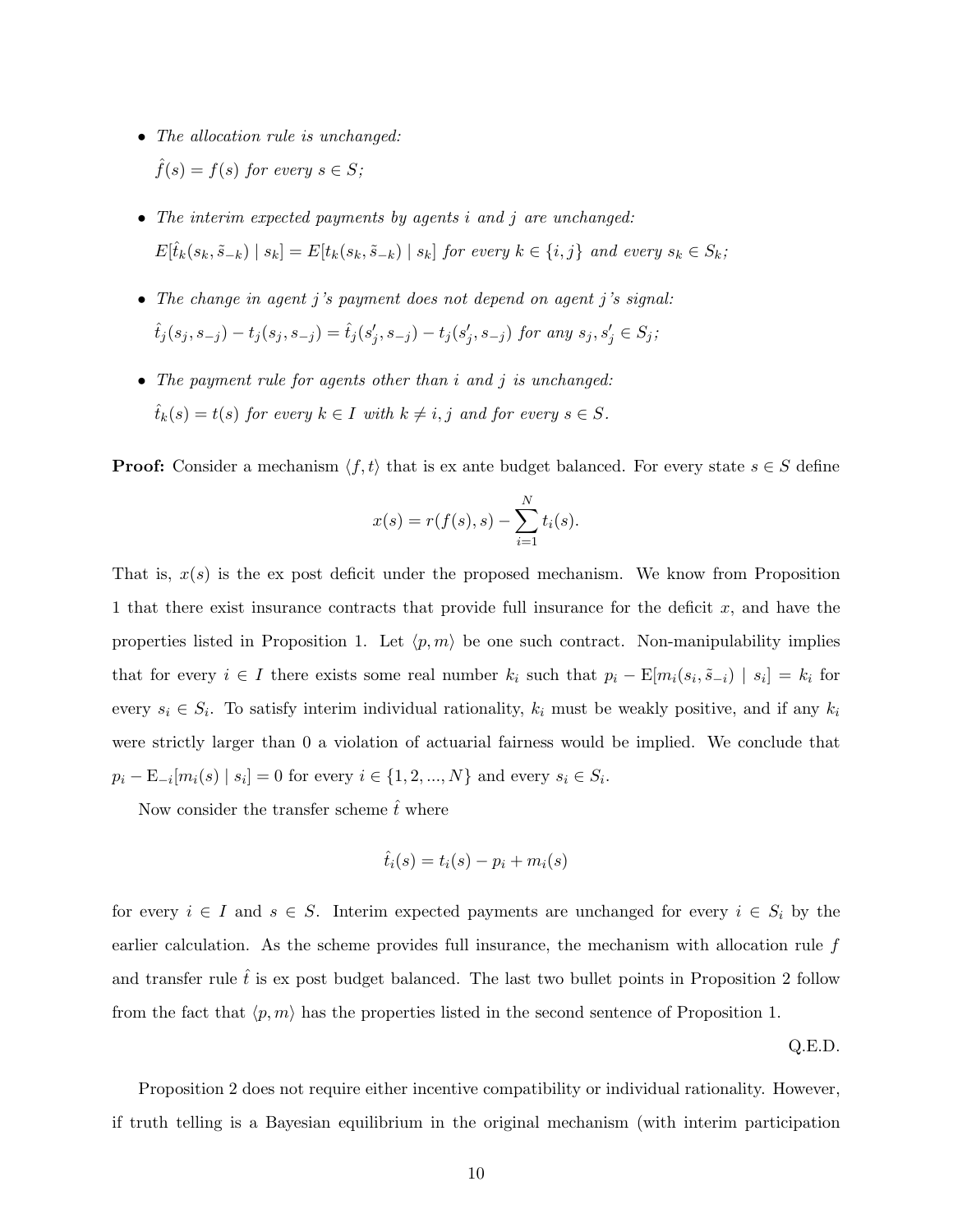- *The allocation rule is unchanged:*

  $\hat{f}(s) = f(s)$ *for every* $s \in S$*;*

- *The interim expected payments by agents* $i$ *and* $j$ *are unchanged:*

  $E[\hat{t}_k(s_k, \tilde{s}_{-k}) \mid s_k] = E[t_k(s_k, \tilde{s}_{-k}) \mid s_k]$ *for every* $k \in \{i, j\}$ *and every* $s_k \in S_k$*;*

- *The change in agent* $j$*'s payment does not depend on agent* $j$*'s signal:*

  $\hat{t}_j(s_j, s_{-j}) - t_j(s_j, s_{-j}) = \hat{t}_j(s'_j, s_{-j}) - t_j(s'_j, s_{-j})$ *for any* $s_j, s'_j \in S_j$*;*

- *The payment rule for agents other than* $i$ *and* $j$ *is unchanged:*

  $\hat{t}_k(s) = t(s)$ *for every* $k \in I$ *with* $k \neq i, j$ *and for every* $s \in S$*.*

**Proof:** Consider a mechanism $\langle f, t \rangle$ that is ex ante budget balanced. For every state $s \in S$ define

$$x(s) = r(f(s), s) - \sum_{i=1}^{N} t_i(s).$$

That is, $x(s)$ is the ex post deficit under the proposed mechanism. We know from Proposition 1 that there exist insurance contracts that provide full insurance for the deficit $x$, and have the properties listed in Proposition 1. Let $\langle p, m \rangle$ be one such contract. Non-manipulability implies that for every $i \in I$ there exists some real number $k_i$ such that $p_i - \mathrm{E}[m_i(s_i, \tilde{s}_{-i}) \mid s_i] = k_i$ for every $s_i \in S_i$. To satisfy interim individual rationality, $k_i$ must be weakly positive, and if any $k_i$ were strictly larger than 0 a violation of actuarial fairness would be implied. We conclude that $p_i - \mathrm{E}_{-i}[m_i(s) \mid s_i] = 0$ for every $i \in \{1, 2, ..., N\}$ and every $s_i \in S_i$.

Now consider the transfer scheme $\hat{t}$ where

$$\hat{t}_i(s) = t_i(s) - p_i + m_i(s)$$

for every $i \in I$ and $s \in S$. Interim expected payments are unchanged for every $i \in S_i$ by the earlier calculation. As the scheme provides full insurance, the mechanism with allocation rule $f$ and transfer rule $\hat{t}$ is ex post budget balanced. The last two bullet points in Proposition 2 follow from the fact that $\langle p, m \rangle$ has the properties listed in the second sentence of Proposition 1.

Q.E.D.

Proposition 2 does not require either incentive compatibility or individual rationality. However, if truth telling is a Bayesian equilibrium in the original mechanism (with interim participation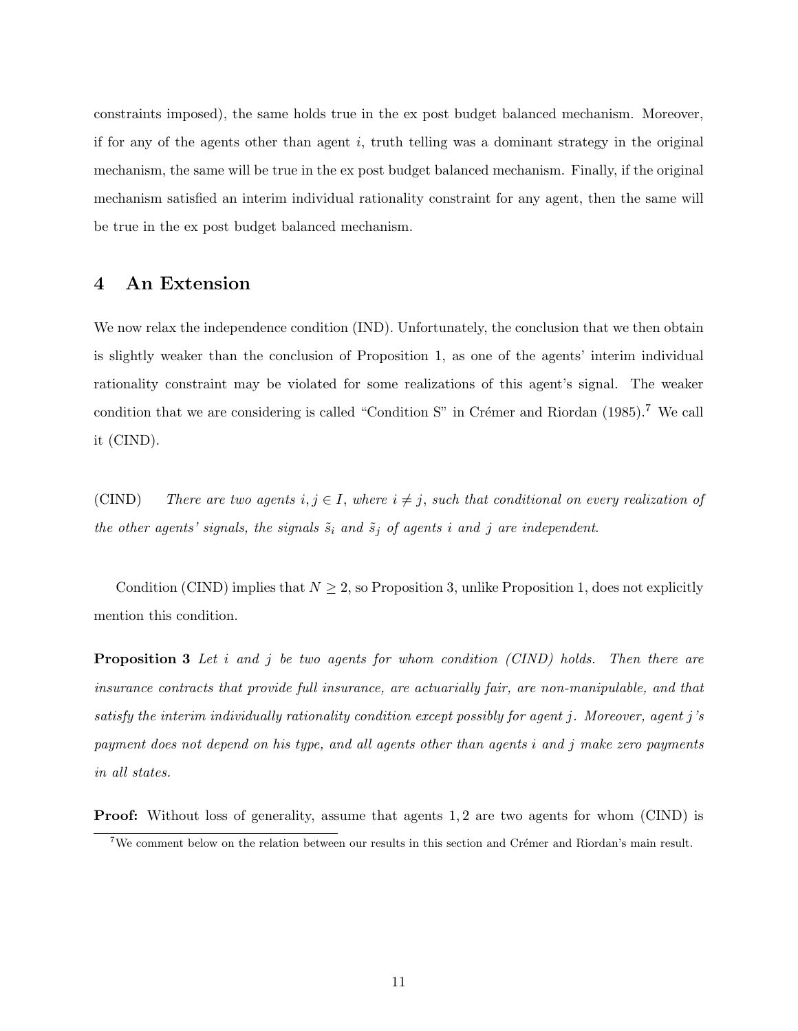constraints imposed), the same holds true in the ex post budget balanced mechanism. Moreover, if for any of the agents other than agent $i$, truth telling was a dominant strategy in the original mechanism, the same will be true in the ex post budget balanced mechanism. Finally, if the original mechanism satisfied an interim individual rationality constraint for any agent, then the same will be true in the ex post budget balanced mechanism.

## 4 An Extension

We now relax the independence condition (IND). Unfortunately, the conclusion that we then obtain is slightly weaker than the conclusion of Proposition 1, as one of the agents' interim individual rationality constraint may be violated for some realizations of this agent's signal. The weaker condition that we are considering is called "Condition S" in Crémer and Riordan (1985).[7] We call it (CIND).

(CIND) *There are two agents $i, j \in I$, where $i \neq j$, such that conditional on every realization of the other agents' signals, the signals $\tilde{s}_i$ and $\tilde{s}_j$ of agents $i$ and $j$ are independent.*

Condition (CIND) implies that $N \geq 2$, so Proposition 3, unlike Proposition 1, does not explicitly mention this condition.

**Proposition 3** *Let $i$ and $j$ be two agents for whom condition (CIND) holds. Then there are insurance contracts that provide full insurance, are actuarially fair, are non-manipulable, and that satisfy the interim individually rationality condition except possibly for agent $j$. Moreover, agent $j$'s payment does not depend on his type, and all agents other than agents $i$ and $j$ make zero payments in all states.*

**Proof:** Without loss of generality, assume that agents $1, 2$ are two agents for whom (CIND) is

[7] We comment below on the relation between our results in this section and Crémer and Riordan's main result.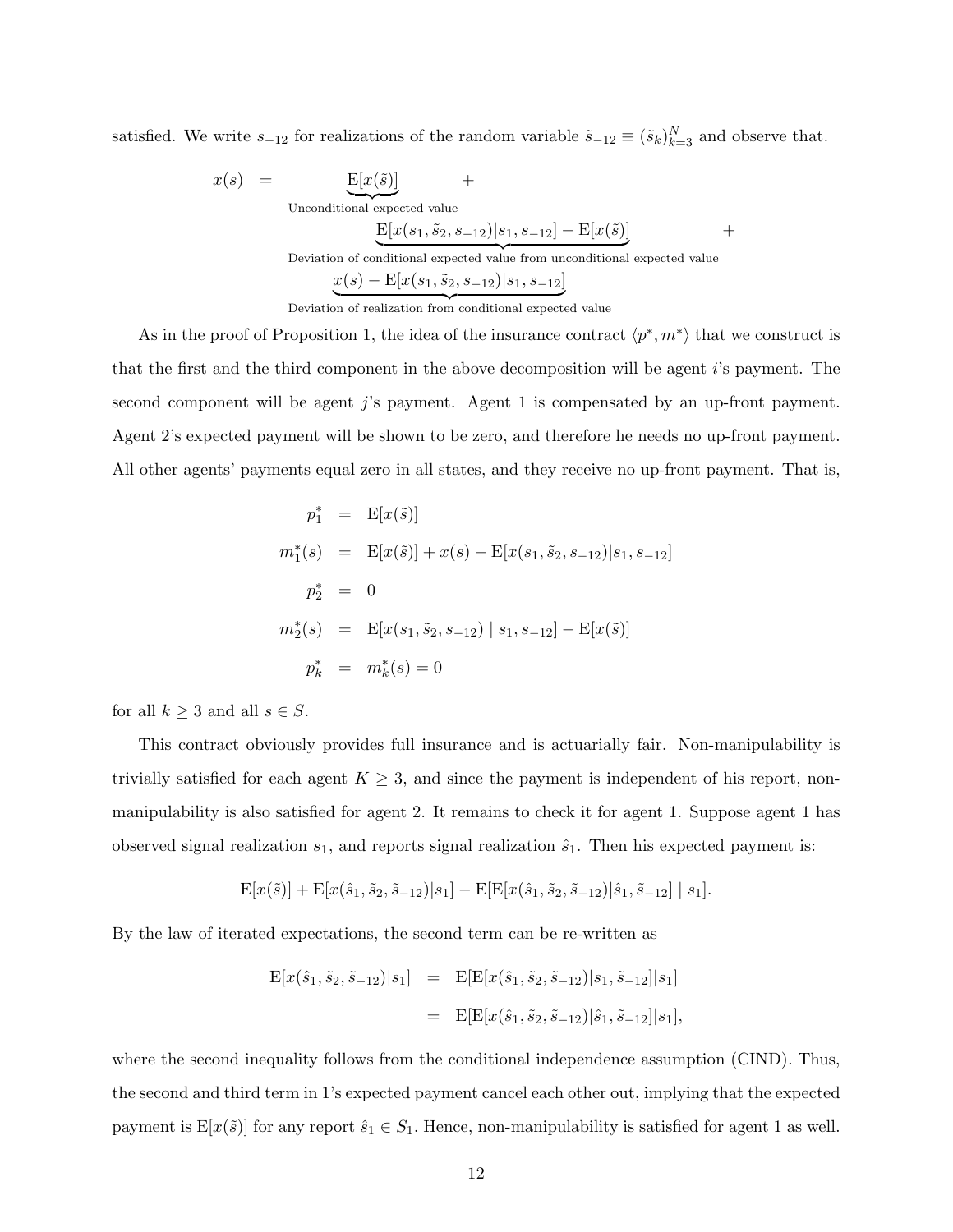satisfied. We write $s_{-12}$ for realizations of the random variable $\tilde{s}_{-12} \equiv (\tilde{s}_k)_{k=3}^N$ and observe that.

$$
\begin{aligned}
x(s) = &\underbrace{\mathrm{E}[x(\tilde{s})]}_{\text{Unconditional expected value}} + \\
&\underbrace{\mathrm{E}[x(s_1, \tilde{s}_2, s_{-12})|s_1, s_{-12}] - \mathrm{E}[x(\tilde{s})]}_{\text{Deviation of conditional expected value from unconditional expected value}} + \\
&\underbrace{x(s) - \mathrm{E}[x(s_1, \tilde{s}_2, s_{-12})|s_1, s_{-12}]}_{\text{Deviation of realization from conditional expected value}}
\end{aligned}
$$

As in the proof of Proposition 1, the idea of the insurance contract $\langle p^*, m^* \rangle$ that we construct is that the first and the third component in the above decomposition will be agent $i$'s payment. The second component will be agent $j$'s payment. Agent 1 is compensated by an up-front payment. Agent 2's expected payment will be shown to be zero, and therefore he needs no up-front payment. All other agents' payments equal zero in all states, and they receive no up-front payment. That is,

$$
\begin{aligned}
p_1^* &= \mathrm{E}[x(\tilde{s})] \\
m_1^*(s) &= \mathrm{E}[x(\tilde{s})] + x(s) - \mathrm{E}[x(s_1, \tilde{s}_2, s_{-12})|s_1, s_{-12}] \\
p_2^* &= 0 \\
m_2^*(s) &= \mathrm{E}[x(s_1, \tilde{s}_2, s_{-12}) \mid s_1, s_{-12}] - \mathrm{E}[x(\tilde{s})] \\
p_k^* &= m_k^*(s) = 0
\end{aligned}
$$

for all $k \geq 3$ and all $s \in S$.

This contract obviously provides full insurance and is actuarially fair. Non-manipulability is trivially satisfied for each agent $K \geq 3$, and since the payment is independent of his report, non-manipulability is also satisfied for agent 2. It remains to check it for agent 1. Suppose agent 1 has observed signal realization $s_1$, and reports signal realization $\hat{s}_1$. Then his expected payment is:

$$
\mathrm{E}[x(\tilde{s})] + \mathrm{E}[x(\hat{s}_1, \tilde{s}_2, \tilde{s}_{-12})|s_1] - \mathrm{E}[\mathrm{E}[x(\hat{s}_1, \tilde{s}_2, \tilde{s}_{-12})|\hat{s}_1, \tilde{s}_{-12}] \mid s_1].
$$

By the law of iterated expectations, the second term can be re-written as

$$
\begin{aligned}
\mathrm{E}[x(\hat{s}_1, \tilde{s}_2, \tilde{s}_{-12})|s_1] &= \mathrm{E}[\mathrm{E}[x(\hat{s}_1, \tilde{s}_2, \tilde{s}_{-12})|s_1, \tilde{s}_{-12}]|s_1] \\
&= \mathrm{E}[\mathrm{E}[x(\hat{s}_1, \tilde{s}_2, \tilde{s}_{-12})|\hat{s}_1, \tilde{s}_{-12}]|s_1],
\end{aligned}
$$

where the second inequality follows from the conditional independence assumption (CIND). Thus, the second and third term in 1's expected payment cancel each other out, implying that the expected payment is $\mathrm{E}[x(\tilde{s})]$ for any report $\hat{s}_1 \in S_1$. Hence, non-manipulability is satisfied for agent 1 as well.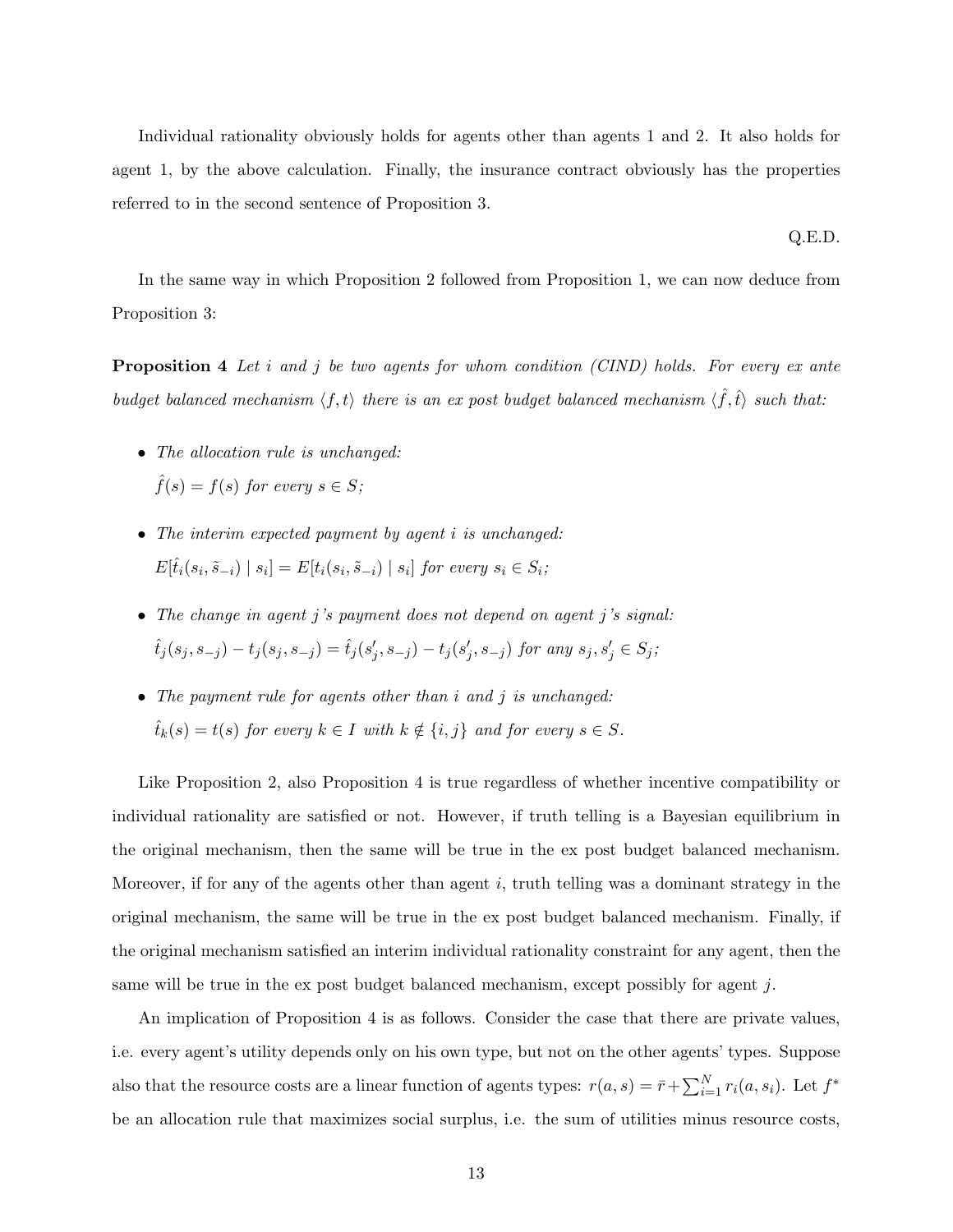Individual rationality obviously holds for agents other than agents 1 and 2. It also holds for agent 1, by the above calculation. Finally, the insurance contract obviously has the properties referred to in the second sentence of Proposition 3.

Q.E.D.

In the same way in which Proposition 2 followed from Proposition 1, we can now deduce from Proposition 3:

**Proposition 4** *Let $i$ and $j$ be two agents for whom condition (CIND) holds. For every ex ante budget balanced mechanism $\langle f, t\rangle$ there is an ex post budget balanced mechanism $\langle \hat{f}, \hat{t}\rangle$ such that:*

- *The allocation rule is unchanged:*
  $\hat{f}(s) = f(s)$ *for every* $s \in S$*;*
- *The interim expected payment by agent $i$ is unchanged:*
  $E[\hat{t}_i(s_i, \tilde{s}_{-i}) \mid s_i] = E[t_i(s_i, \tilde{s}_{-i}) \mid s_i]$ *for every* $s_i \in S_i$*;*
- *The change in agent $j$'s payment does not depend on agent $j$'s signal:*
  $\hat{t}_j(s_j, s_{-j}) - t_j(s_j, s_{-j}) = \hat{t}_j(s_j', s_{-j}) - t_j(s_j', s_{-j})$ *for any* $s_j, s_j' \in S_j$*;*
- *The payment rule for agents other than $i$ and $j$ is unchanged:*
  $\hat{t}_k(s) = t(s)$ *for every* $k \in I$ *with* $k \notin \{i, j\}$ *and for every* $s \in S$*.*

Like Proposition 2, also Proposition 4 is true regardless of whether incentive compatibility or individual rationality are satisfied or not. However, if truth telling is a Bayesian equilibrium in the original mechanism, then the same will be true in the ex post budget balanced mechanism. Moreover, if for any of the agents other than agent $i$, truth telling was a dominant strategy in the original mechanism, the same will be true in the ex post budget balanced mechanism. Finally, if the original mechanism satisfied an interim individual rationality constraint for any agent, then the same will be true in the ex post budget balanced mechanism, except possibly for agent $j$.

An implication of Proposition 4 is as follows. Consider the case that there are private values, i.e. every agent's utility depends only on his own type, but not on the other agents' types. Suppose also that the resource costs are a linear function of agents types: $r(a, s) = \bar{r} + \sum_{i=1}^{N} r_i(a, s_i)$. Let $f^*$ be an allocation rule that maximizes social surplus, i.e. the sum of utilities minus resource costs,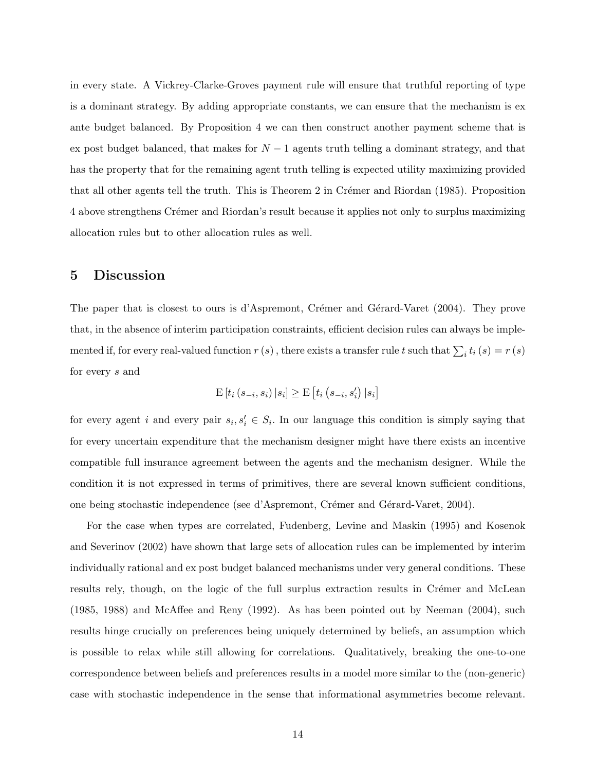in every state. A Vickrey-Clarke-Groves payment rule will ensure that truthful reporting of type is a dominant strategy. By adding appropriate constants, we can ensure that the mechanism is ex ante budget balanced. By Proposition 4 we can then construct another payment scheme that is ex post budget balanced, that makes for $N-1$ agents truth telling a dominant strategy, and that has the property that for the remaining agent truth telling is expected utility maximizing provided that all other agents tell the truth. This is Theorem 2 in Crémer and Riordan (1985). Proposition 4 above strengthens Crémer and Riordan's result because it applies not only to surplus maximizing allocation rules but to other allocation rules as well.

## 5 Discussion

The paper that is closest to ours is d'Aspremont, Crémer and Gérard-Varet (2004). They prove that, in the absence of interim participation constraints, efficient decision rules can always be implemented if, for every real-valued function $r(s)$, there exists a transfer rule $t$ such that $\sum_i t_i(s) = r(s)$ for every $s$ and

$$\mathrm{E}\left[t_i\left(s_{-i}, s_i\right)|s_i\right] \geq \mathrm{E}\left[t_i\left(s_{-i}, s_i'\right)|s_i\right]$$

for every agent $i$ and every pair $s_i, s_i' \in S_i$. In our language this condition is simply saying that for every uncertain expenditure that the mechanism designer might have there exists an incentive compatible full insurance agreement between the agents and the mechanism designer. While the condition it is not expressed in terms of primitives, there are several known sufficient conditions, one being stochastic independence (see d'Aspremont, Crémer and Gérard-Varet, 2004).

For the case when types are correlated, Fudenberg, Levine and Maskin (1995) and Kosenok and Severinov (2002) have shown that large sets of allocation rules can be implemented by interim individually rational and ex post budget balanced mechanisms under very general conditions. These results rely, though, on the logic of the full surplus extraction results in Crémer and McLean (1985, 1988) and McAffee and Reny (1992). As has been pointed out by Neeman (2004), such results hinge crucially on preferences being uniquely determined by beliefs, an assumption which is possible to relax while still allowing for correlations. Qualitatively, breaking the one-to-one correspondence between beliefs and preferences results in a model more similar to the (non-generic) case with stochastic independence in the sense that informational asymmetries become relevant.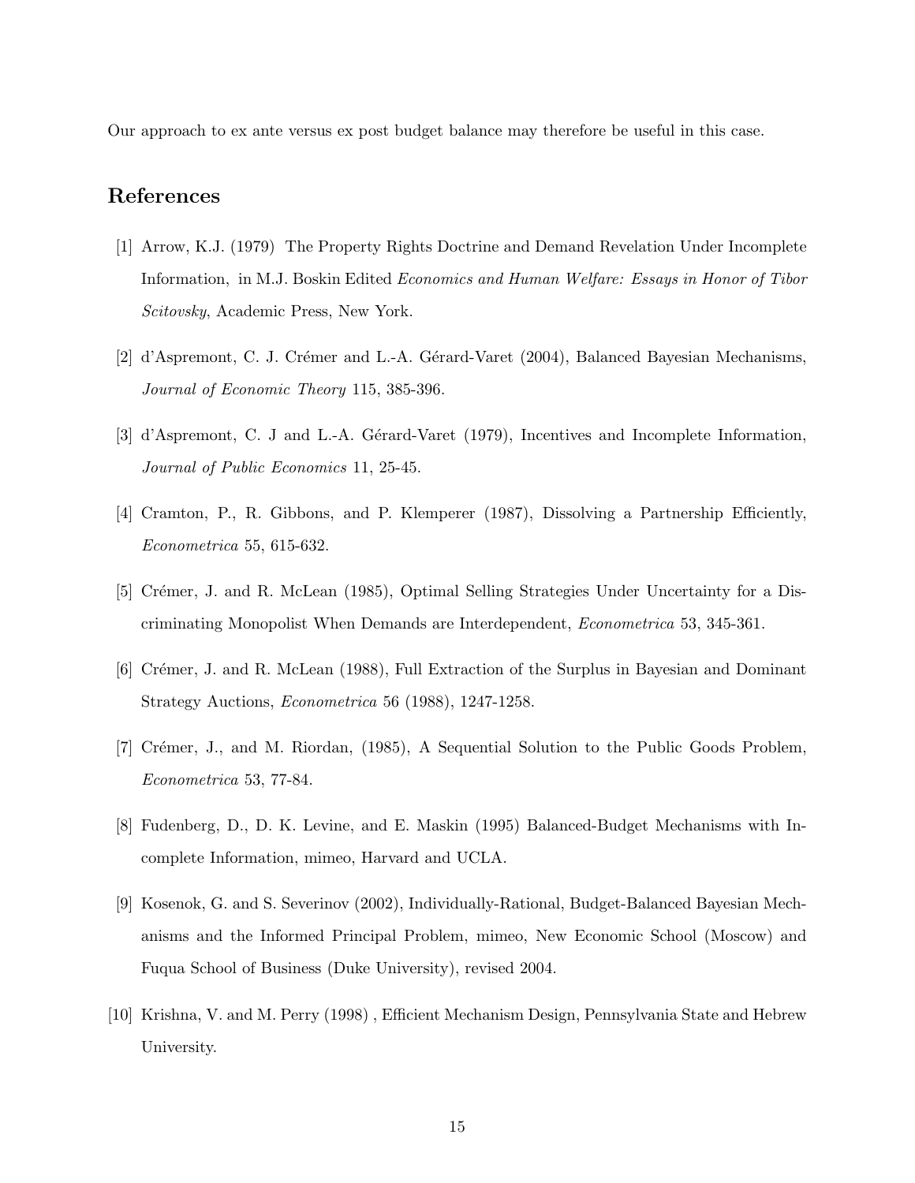Our approach to ex ante versus ex post budget balance may therefore be useful in this case.

## References

[1] Arrow, K.J. (1979) The Property Rights Doctrine and Demand Revelation Under Incomplete Information, in M.J. Boskin Edited *Economics and Human Welfare: Essays in Honor of Tibor Scitovsky*, Academic Press, New York.

[2] d'Aspremont, C. J. Crémer and L.-A. Gérard-Varet (2004), Balanced Bayesian Mechanisms, *Journal of Economic Theory* 115, 385-396.

[3] d'Aspremont, C. J and L.-A. Gérard-Varet (1979), Incentives and Incomplete Information, *Journal of Public Economics* 11, 25-45.

[4] Cramton, P., R. Gibbons, and P. Klemperer (1987), Dissolving a Partnership Efficiently, *Econometrica* 55, 615-632.

[5] Crémer, J. and R. McLean (1985), Optimal Selling Strategies Under Uncertainty for a Discriminating Monopolist When Demands are Interdependent, *Econometrica* 53, 345-361.

[6] Crémer, J. and R. McLean (1988), Full Extraction of the Surplus in Bayesian and Dominant Strategy Auctions, *Econometrica* 56 (1988), 1247-1258.

[7] Crémer, J., and M. Riordan, (1985), A Sequential Solution to the Public Goods Problem, *Econometrica* 53, 77-84.

[8] Fudenberg, D., D. K. Levine, and E. Maskin (1995) Balanced-Budget Mechanisms with Incomplete Information, mimeo, Harvard and UCLA.

[9] Kosenok, G. and S. Severinov (2002), Individually-Rational, Budget-Balanced Bayesian Mechanisms and the Informed Principal Problem, mimeo, New Economic School (Moscow) and Fuqua School of Business (Duke University), revised 2004.

[10] Krishna, V. and M. Perry (1998) , Efficient Mechanism Design, Pennsylvania State and Hebrew University.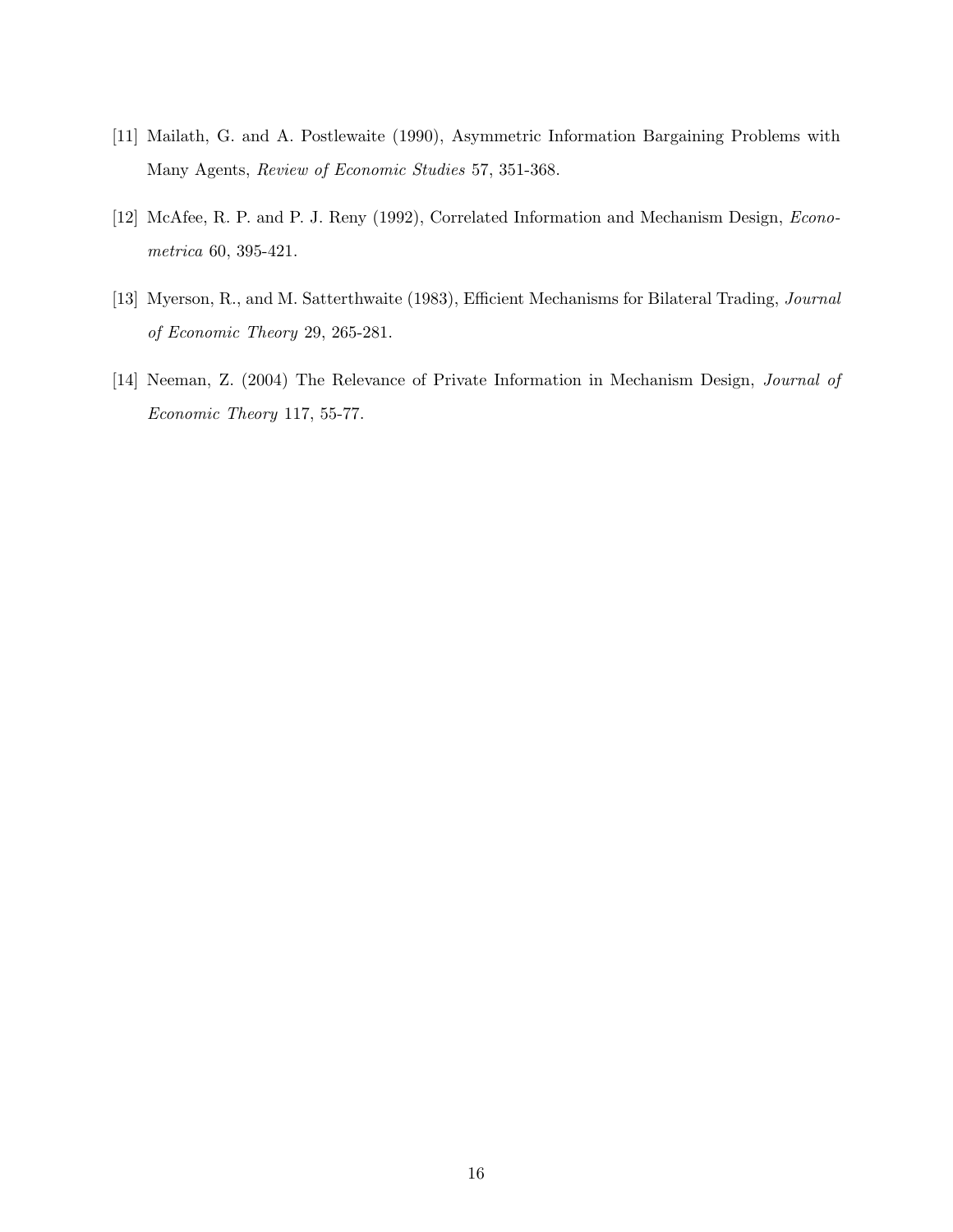[11] Mailath, G. and A. Postlewaite (1990), Asymmetric Information Bargaining Problems with Many Agents, *Review of Economic Studies* 57, 351-368.

[12] McAfee, R. P. and P. J. Reny (1992), Correlated Information and Mechanism Design, *Econometrica* 60, 395-421.

[13] Myerson, R., and M. Satterthwaite (1983), Efficient Mechanisms for Bilateral Trading, *Journal of Economic Theory* 29, 265-281.

[14] Neeman, Z. (2004) The Relevance of Private Information in Mechanism Design, *Journal of Economic Theory* 117, 55-77.